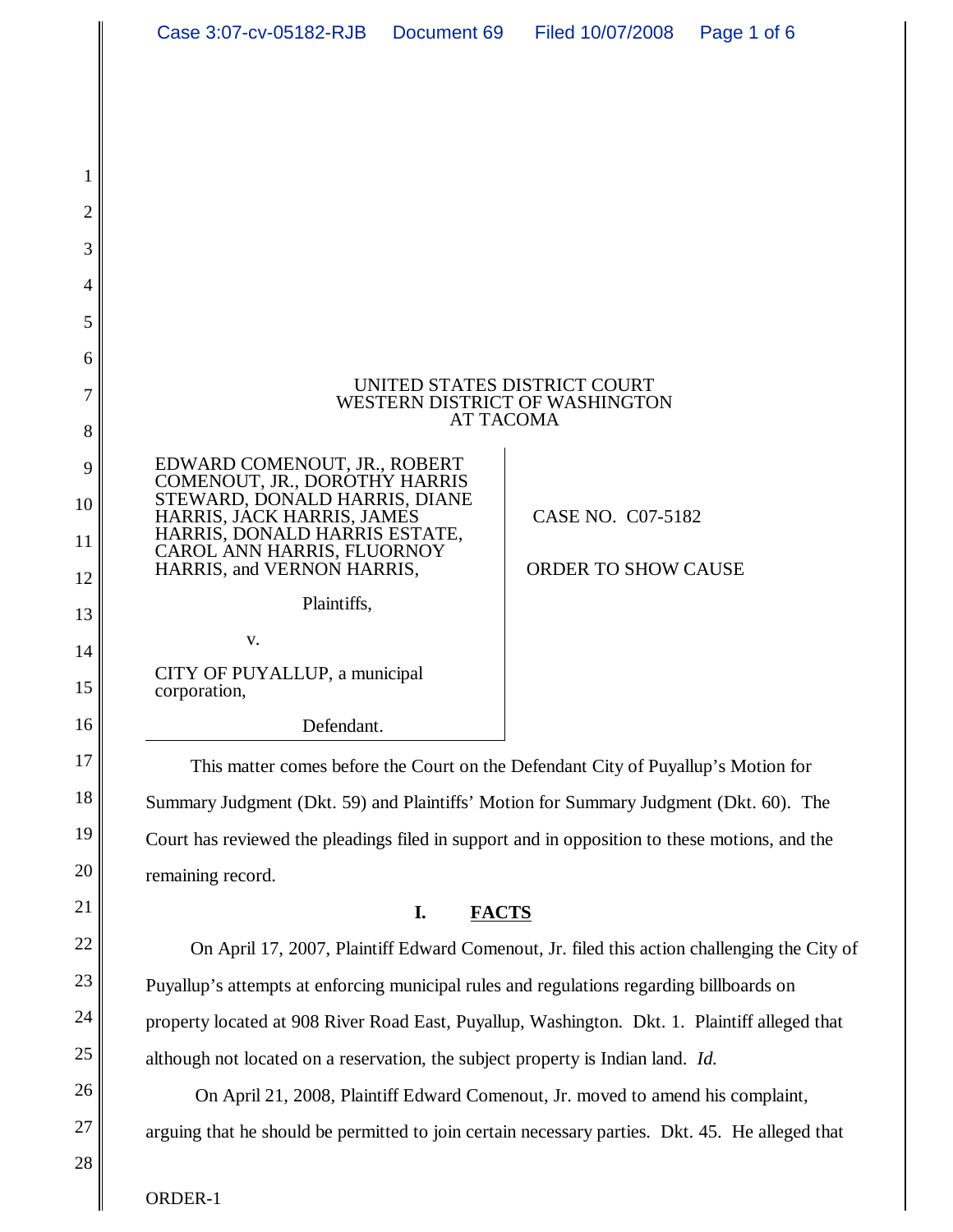UNITED STATES DISTRICT COURT
WESTERN DISTRICT OF WASHINGTON
AT TACOMA

| | |
|---|---|
| EDWARD COMENOUT, JR., ROBERT COMENOUT, JR., DOROTHY HARRIS STEWARD, DONALD HARRIS, DIANE HARRIS, JACK HARRIS, JAMES HARRIS, DONALD HARRIS ESTATE, CAROL ANN HARRIS, FLUORNOY HARRIS, and VERNON HARRIS,<br><br>Plaintiffs,<br><br>v.<br><br>CITY OF PUYALLUP, a municipal corporation,<br><br>Defendant. | CASE NO. C07-5182<br><br>ORDER TO SHOW CAUSE |

This matter comes before the Court on the Defendant City of Puyallup's Motion for Summary Judgment (Dkt. 59) and Plaintiffs' Motion for Summary Judgment (Dkt. 60). The Court has reviewed the pleadings filed in support and in opposition to these motions, and the remaining record.

## I. FACTS

On April 17, 2007, Plaintiff Edward Comenout, Jr. filed this action challenging the City of Puyallup's attempts at enforcing municipal rules and regulations regarding billboards on property located at 908 River Road East, Puyallup, Washington. Dkt. 1. Plaintiff alleged that although not located on a reservation, the subject property is Indian land. *Id.*

On April 21, 2008, Plaintiff Edward Comenout, Jr. moved to amend his complaint, arguing that he should be permitted to join certain necessary parties. Dkt. 45. He alleged that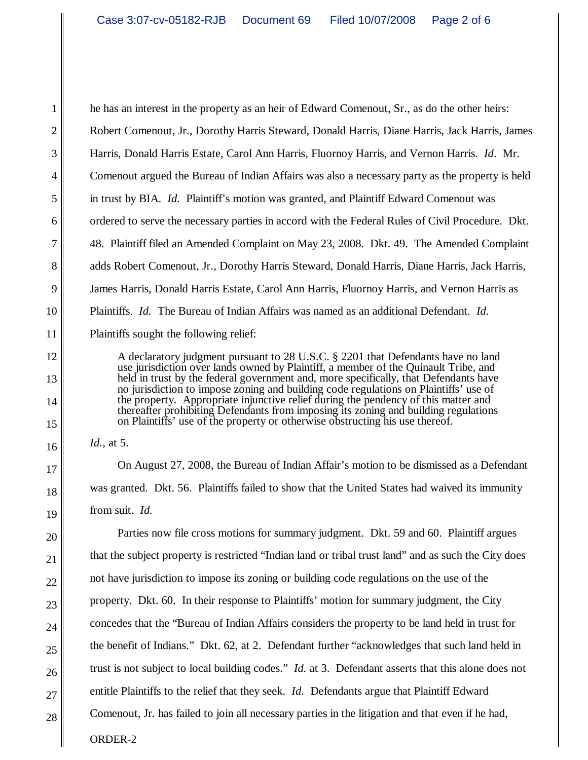he has an interest in the property as an heir of Edward Comenout, Sr., as do the other heirs: Robert Comenout, Jr., Dorothy Harris Steward, Donald Harris, Diane Harris, Jack Harris, James Harris, Donald Harris Estate, Carol Ann Harris, Fluornoy Harris, and Vernon Harris. *Id*. Mr. Comenout argued the Bureau of Indian Affairs was also a necessary party as the property is held in trust by BIA. *Id.* Plaintiff's motion was granted, and Plaintiff Edward Comenout was ordered to serve the necessary parties in accord with the Federal Rules of Civil Procedure. Dkt. 48. Plaintiff filed an Amended Complaint on May 23, 2008. Dkt. 49. The Amended Complaint adds Robert Comenout, Jr., Dorothy Harris Steward, Donald Harris, Diane Harris, Jack Harris, James Harris, Donald Harris Estate, Carol Ann Harris, Fluornoy Harris, and Vernon Harris as Plaintiffs. *Id.* The Bureau of Indian Affairs was named as an additional Defendant. *Id.* Plaintiffs sought the following relief:

> A declaratory judgment pursuant to 28 U.S.C. § 2201 that Defendants have no land use jurisdiction over lands owned by Plaintiff, a member of the Quinault Tribe, and held in trust by the federal government and, more specifically, that Defendants have no jurisdiction to impose zoning and building code regulations on Plaintiffs' use of the property. Appropriate injunctive relief during the pendency of this matter and thereafter prohibiting Defendants from imposing its zoning and building regulations on Plaintiffs' use of the property or otherwise obstructing his use thereof.

*Id.*, at 5.

On August 27, 2008, the Bureau of Indian Affair's motion to be dismissed as a Defendant was granted. Dkt. 56. Plaintiffs failed to show that the United States had waived its immunity from suit. *Id.*

Parties now file cross motions for summary judgment. Dkt. 59 and 60. Plaintiff argues that the subject property is restricted "Indian land or tribal trust land" and as such the City does not have jurisdiction to impose its zoning or building code regulations on the use of the property. Dkt. 60. In their response to Plaintiffs' motion for summary judgment, the City concedes that the "Bureau of Indian Affairs considers the property to be land held in trust for the benefit of Indians." Dkt. 62, at 2. Defendant further "acknowledges that such land held in trust is not subject to local building codes." *Id.* at 3. Defendant asserts that this alone does not entitle Plaintiffs to the relief that they seek. *Id.* Defendants argue that Plaintiff Edward Comenout, Jr. has failed to join all necessary parties in the litigation and that even if he had,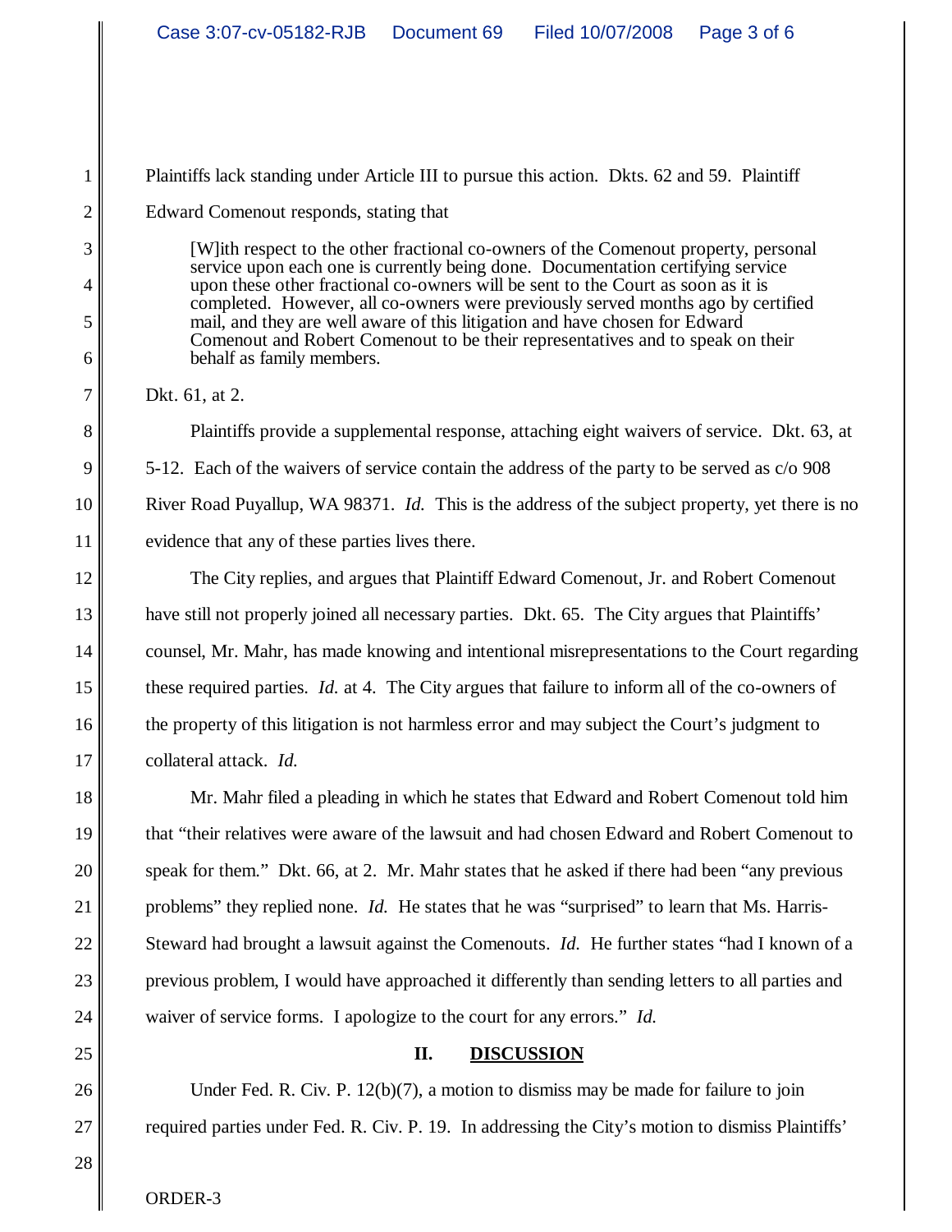Plaintiffs lack standing under Article III to pursue this action. Dkts. 62 and 59. Plaintiff Edward Comenout responds, stating that

> [W]ith respect to the other fractional co-owners of the Comenout property, personal service upon each one is currently being done. Documentation certifying service upon these other fractional co-owners will be sent to the Court as soon as it is completed. However, all co-owners were previously served months ago by certified mail, and they are well aware of this litigation and have chosen for Edward Comenout and Robert Comenout to be their representatives and to speak on their behalf as family members.

Dkt. 61, at 2.

Plaintiffs provide a supplemental response, attaching eight waivers of service. Dkt. 63, at 5-12. Each of the waivers of service contain the address of the party to be served as c/o 908 River Road Puyallup, WA 98371. *Id.* This is the address of the subject property, yet there is no evidence that any of these parties lives there.

The City replies, and argues that Plaintiff Edward Comenout, Jr. and Robert Comenout have still not properly joined all necessary parties. Dkt. 65. The City argues that Plaintiffs' counsel, Mr. Mahr, has made knowing and intentional misrepresentations to the Court regarding these required parties. *Id.* at 4. The City argues that failure to inform all of the co-owners of the property of this litigation is not harmless error and may subject the Court's judgment to collateral attack. *Id.*

Mr. Mahr filed a pleading in which he states that Edward and Robert Comenout told him that "their relatives were aware of the lawsuit and had chosen Edward and Robert Comenout to speak for them." Dkt. 66, at 2. Mr. Mahr states that he asked if there had been "any previous problems" they replied none. *Id.* He states that he was "surprised" to learn that Ms. Harris-Steward had brought a lawsuit against the Comenouts. *Id.* He further states "had I known of a previous problem, I would have approached it differently than sending letters to all parties and waiver of service forms. I apologize to the court for any errors." *Id.*

## II. DISCUSSION

Under Fed. R. Civ. P. 12(b)(7), a motion to dismiss may be made for failure to join required parties under Fed. R. Civ. P. 19. In addressing the City's motion to dismiss Plaintiffs'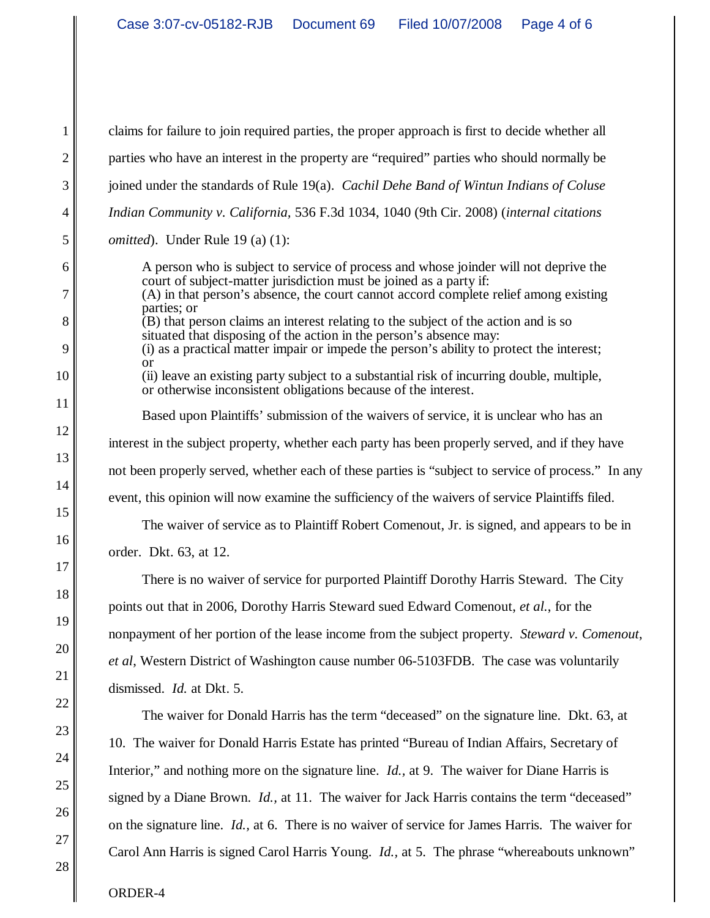claims for failure to join required parties, the proper approach is first to decide whether all parties who have an interest in the property are "required" parties who should normally be joined under the standards of Rule 19(a). *Cachil Dehe Band of Wintun Indians of Coluse Indian Community v. California*, 536 F.3d 1034, 1040 (9th Cir. 2008) (*internal citations omitted*). Under Rule 19 (a) (1):

> A person who is subject to service of process and whose joinder will not deprive the court of subject-matter jurisdiction must be joined as a party if:
> (A) in that person's absence, the court cannot accord complete relief among existing parties; or
> (B) that person claims an interest relating to the subject of the action and is so situated that disposing of the action in the person's absence may:
> (i) as a practical matter impair or impede the person's ability to protect the interest; or
> (ii) leave an existing party subject to a substantial risk of incurring double, multiple, or otherwise inconsistent obligations because of the interest.

Based upon Plaintiffs' submission of the waivers of service, it is unclear who has an interest in the subject property, whether each party has been properly served, and if they have not been properly served, whether each of these parties is "subject to service of process." In any event, this opinion will now examine the sufficiency of the waivers of service Plaintiffs filed.

The waiver of service as to Plaintiff Robert Comenout, Jr. is signed, and appears to be in order. Dkt. 63, at 12.

There is no waiver of service for purported Plaintiff Dorothy Harris Steward. The City points out that in 2006, Dorothy Harris Steward sued Edward Comenout, *et al.*, for the nonpayment of her portion of the lease income from the subject property. *Steward v. Comenout*, *et al*, Western District of Washington cause number 06-5103FDB. The case was voluntarily dismissed. *Id.* at Dkt. 5.

The waiver for Donald Harris has the term "deceased" on the signature line. Dkt. 63, at 10. The waiver for Donald Harris Estate has printed "Bureau of Indian Affairs, Secretary of Interior," and nothing more on the signature line. *Id.*, at 9. The waiver for Diane Harris is signed by a Diane Brown. *Id.*, at 11. The waiver for Jack Harris contains the term "deceased" on the signature line. *Id.*, at 6. There is no waiver of service for James Harris. The waiver for Carol Ann Harris is signed Carol Harris Young. *Id.*, at 5. The phrase "whereabouts unknown"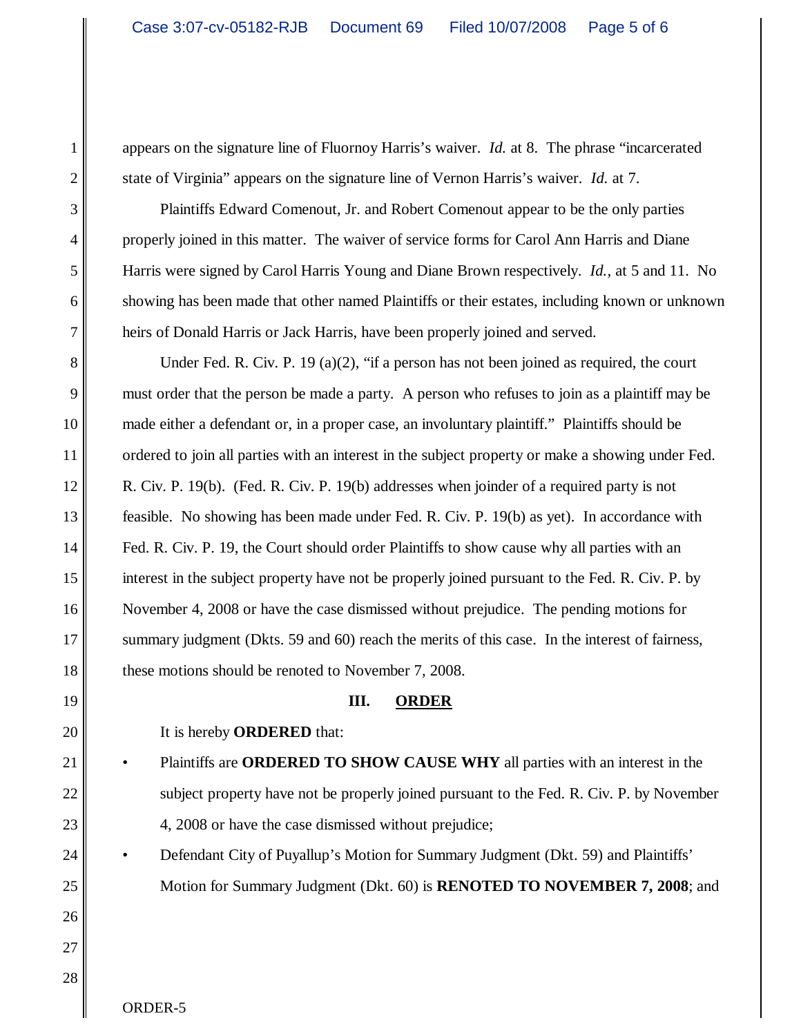appears on the signature line of Fluornoy Harris's waiver. *Id.* at 8. The phrase "incarcerated state of Virginia" appears on the signature line of Vernon Harris's waiver. *Id.* at 7.

Plaintiffs Edward Comenout, Jr. and Robert Comenout appear to be the only parties properly joined in this matter. The waiver of service forms for Carol Ann Harris and Diane Harris were signed by Carol Harris Young and Diane Brown respectively. *Id.*, at 5 and 11. No showing has been made that other named Plaintiffs or their estates, including known or unknown heirs of Donald Harris or Jack Harris, have been properly joined and served.

Under Fed. R. Civ. P. 19 (a)(2), "if a person has not been joined as required, the court must order that the person be made a party. A person who refuses to join as a plaintiff may be made either a defendant or, in a proper case, an involuntary plaintiff." Plaintiffs should be ordered to join all parties with an interest in the subject property or make a showing under Fed. R. Civ. P. 19(b). (Fed. R. Civ. P. 19(b) addresses when joinder of a required party is not feasible. No showing has been made under Fed. R. Civ. P. 19(b) as yet). In accordance with Fed. R. Civ. P. 19, the Court should order Plaintiffs to show cause why all parties with an interest in the subject property have not be properly joined pursuant to the Fed. R. Civ. P. by November 4, 2008 or have the case dismissed without prejudice. The pending motions for summary judgment (Dkts. 59 and 60) reach the merits of this case. In the interest of fairness, these motions should be renoted to November 7, 2008.

## III. ORDER

It is hereby **ORDERED** that:

- Plaintiffs are **ORDERED TO SHOW CAUSE WHY** all parties with an interest in the subject property have not be properly joined pursuant to the Fed. R. Civ. P. by November 4, 2008 or have the case dismissed without prejudice;
- Defendant City of Puyallup's Motion for Summary Judgment (Dkt. 59) and Plaintiffs' Motion for Summary Judgment (Dkt. 60) is **RENOTED TO NOVEMBER 7, 2008**; and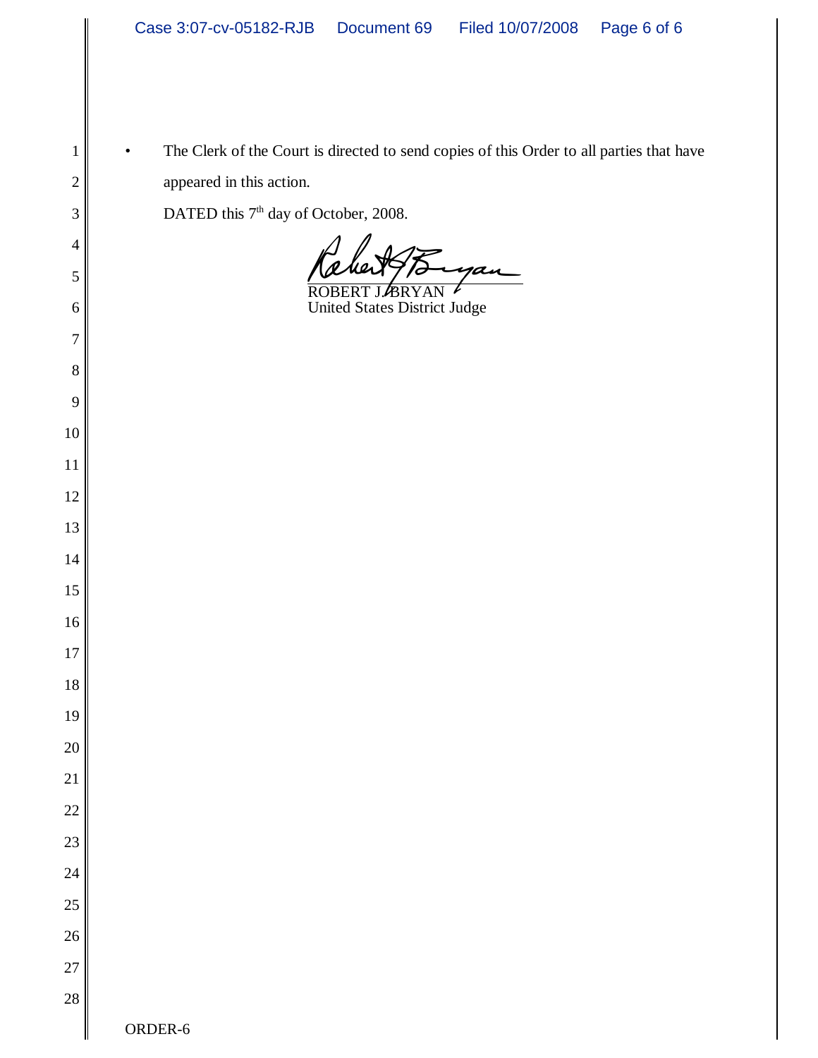- The Clerk of the Court is directed to send copies of this Order to all parties that have appeared in this action.

DATED this 7th day of October, 2008.

ROBERT J. BRYAN
United States District Judge

ORDER-6